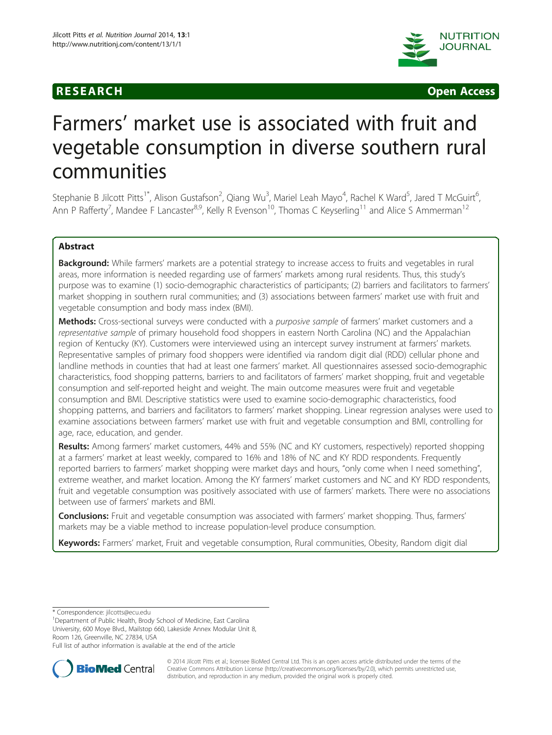RESEARCH Open Access

# Farmers' market use is associated with fruit and vegetable consumption in diverse southern rural communities

Stephanie B Jilcott Pitts[1*], Alison Gustafson[2], Qiang Wu[3], Mariel Leah Mayo[4], Rachel K Ward[5], Jared T McGuirt[6], Ann P Rafferty[7], Mandee F Lancaster[8,9], Kelly R Evenson[10], Thomas C Keyserling[11] and Alice S Ammerman[12]

## Abstract

**Background:** While farmers' markets are a potential strategy to increase access to fruits and vegetables in rural areas, more information is needed regarding use of farmers' markets among rural residents. Thus, this study's purpose was to examine (1) socio-demographic characteristics of participants; (2) barriers and facilitators to farmers' market shopping in southern rural communities; and (3) associations between farmers' market use with fruit and vegetable consumption and body mass index (BMI).

**Methods:** Cross-sectional surveys were conducted with a *purposive sample* of farmers' market customers and a *representative sample* of primary household food shoppers in eastern North Carolina (NC) and the Appalachian region of Kentucky (KY). Customers were interviewed using an intercept survey instrument at farmers' markets. Representative samples of primary food shoppers were identified via random digit dial (RDD) cellular phone and landline methods in counties that had at least one farmers' market. All questionnaires assessed socio-demographic characteristics, food shopping patterns, barriers to and facilitators of farmers' market shopping, fruit and vegetable consumption and self-reported height and weight. The main outcome measures were fruit and vegetable consumption and BMI. Descriptive statistics were used to examine socio-demographic characteristics, food shopping patterns, and barriers and facilitators to farmers' market shopping. Linear regression analyses were used to examine associations between farmers' market use with fruit and vegetable consumption and BMI, controlling for age, race, education, and gender.

**Results:** Among farmers' market customers, 44% and 55% (NC and KY customers, respectively) reported shopping at a farmers' market at least weekly, compared to 16% and 18% of NC and KY RDD respondents. Frequently reported barriers to farmers' market shopping were market days and hours, "only come when I need something", extreme weather, and market location. Among the KY farmers' market customers and NC and KY RDD respondents, fruit and vegetable consumption was positively associated with use of farmers' markets. There were no associations between use of farmers' markets and BMI.

**Conclusions:** Fruit and vegetable consumption was associated with farmers' market shopping. Thus, farmers' markets may be a viable method to increase population-level produce consumption.

**Keywords:** Farmers' market, Fruit and vegetable consumption, Rural communities, Obesity, Random digit dial

---

\* Correspondence: jilcotts@ecu.edu

[1]Department of Public Health, Brody School of Medicine, East Carolina University, 600 Moye Blvd., Mailstop 660, Lakeside Annex Modular Unit 8, Room 126, Greenville, NC 27834, USA

Full list of author information is available at the end of the article

© 2014 Jilcott Pitts et al.; licensee BioMed Central Ltd. This is an open access article distributed under the terms of the Creative Commons Attribution License (http://creativecommons.org/licenses/by/2.0), which permits unrestricted use, distribution, and reproduction in any medium, provided the original work is properly cited.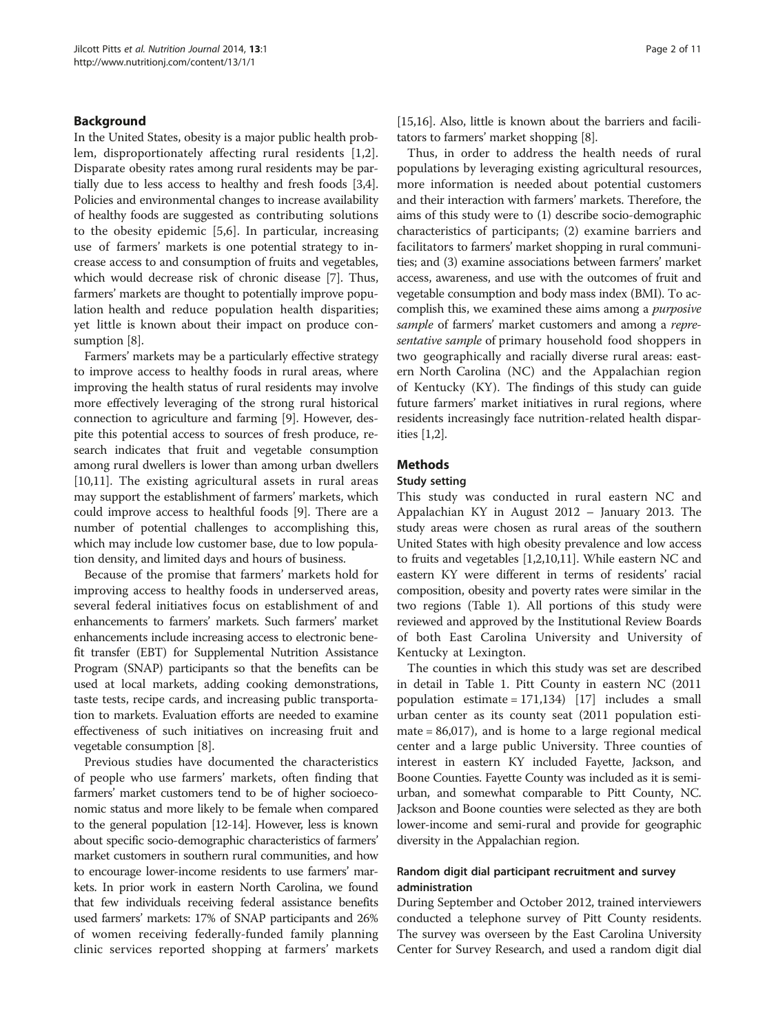## Background

In the United States, obesity is a major public health problem, disproportionately affecting rural residents [1,2]. Disparate obesity rates among rural residents may be partially due to less access to healthy and fresh foods [3,4]. Policies and environmental changes to increase availability of healthy foods are suggested as contributing solutions to the obesity epidemic [5,6]. In particular, increasing use of farmers' markets is one potential strategy to increase access to and consumption of fruits and vegetables, which would decrease risk of chronic disease [7]. Thus, farmers' markets are thought to potentially improve population health and reduce population health disparities; yet little is known about their impact on produce consumption [8].

Farmers' markets may be a particularly effective strategy to improve access to healthy foods in rural areas, where improving the health status of rural residents may involve more effectively leveraging of the strong rural historical connection to agriculture and farming [9]. However, despite this potential access to sources of fresh produce, research indicates that fruit and vegetable consumption among rural dwellers is lower than among urban dwellers [10,11]. The existing agricultural assets in rural areas may support the establishment of farmers' markets, which could improve access to healthful foods [9]. There are a number of potential challenges to accomplishing this, which may include low customer base, due to low population density, and limited days and hours of business.

Because of the promise that farmers' markets hold for improving access to healthy foods in underserved areas, several federal initiatives focus on establishment of and enhancements to farmers' markets. Such farmers' market enhancements include increasing access to electronic benefit transfer (EBT) for Supplemental Nutrition Assistance Program (SNAP) participants so that the benefits can be used at local markets, adding cooking demonstrations, taste tests, recipe cards, and increasing public transportation to markets. Evaluation efforts are needed to examine effectiveness of such initiatives on increasing fruit and vegetable consumption [8].

Previous studies have documented the characteristics of people who use farmers' markets, often finding that farmers' market customers tend to be of higher socioeconomic status and more likely to be female when compared to the general population [12-14]. However, less is known about specific socio-demographic characteristics of farmers' market customers in southern rural communities, and how to encourage lower-income residents to use farmers' markets. In prior work in eastern North Carolina, we found that few individuals receiving federal assistance benefits used farmers' markets: 17% of SNAP participants and 26% of women receiving federally-funded family planning clinic services reported shopping at farmers' markets [15,16]. Also, little is known about the barriers and facilitators to farmers' market shopping [8].

Thus, in order to address the health needs of rural populations by leveraging existing agricultural resources, more information is needed about potential customers and their interaction with farmers' markets. Therefore, the aims of this study were to (1) describe socio-demographic characteristics of participants; (2) examine barriers and facilitators to farmers' market shopping in rural communities; and (3) examine associations between farmers' market access, awareness, and use with the outcomes of fruit and vegetable consumption and body mass index (BMI). To accomplish this, we examined these aims among a *purposive sample* of farmers' market customers and among a *representative sample* of primary household food shoppers in two geographically and racially diverse rural areas: eastern North Carolina (NC) and the Appalachian region of Kentucky (KY). The findings of this study can guide future farmers' market initiatives in rural regions, where residents increasingly face nutrition-related health disparities [1,2].

## Methods

### Study setting

This study was conducted in rural eastern NC and Appalachian KY in August 2012 – January 2013. The study areas were chosen as rural areas of the southern United States with high obesity prevalence and low access to fruits and vegetables [1,2,10,11]. While eastern NC and eastern KY were different in terms of residents' racial composition, obesity and poverty rates were similar in the two regions (Table 1). All portions of this study were reviewed and approved by the Institutional Review Boards of both East Carolina University and University of Kentucky at Lexington.

The counties in which this study was set are described in detail in Table 1. Pitt County in eastern NC (2011 population estimate = 171,134) [17] includes a small urban center as its county seat (2011 population estimate = 86,017), and is home to a large regional medical center and a large public University. Three counties of interest in eastern KY included Fayette, Jackson, and Boone Counties. Fayette County was included as it is semi-urban, and somewhat comparable to Pitt County, NC. Jackson and Boone counties were selected as they are both lower-income and semi-rural and provide for geographic diversity in the Appalachian region.

### Random digit dial participant recruitment and survey administration

During September and October 2012, trained interviewers conducted a telephone survey of Pitt County residents. The survey was overseen by the East Carolina University Center for Survey Research, and used a random digit dial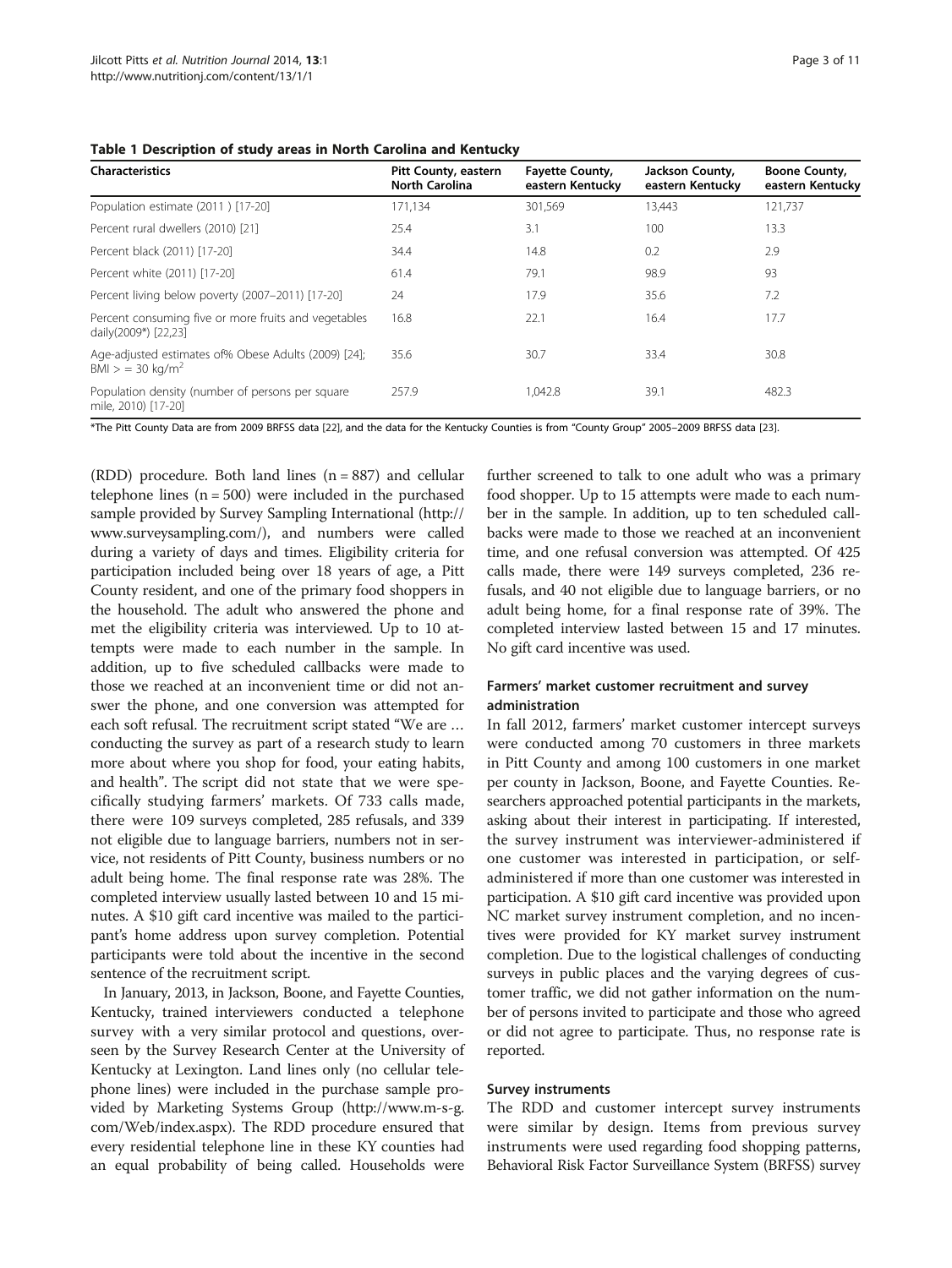**Table 1 Description of study areas in North Carolina and Kentucky**

| Characteristics | Pitt County, eastern North Carolina | Fayette County, eastern Kentucky | Jackson County, eastern Kentucky | Boone County, eastern Kentucky |
|---|---|---|---|---|
| Population estimate (2011 ) [17-20] | 171,134 | 301,569 | 13,443 | 121,737 |
| Percent rural dwellers (2010) [21] | 25.4 | 3.1 | 100 | 13.3 |
| Percent black (2011) [17-20] | 34.4 | 14.8 | 0.2 | 2.9 |
| Percent white (2011) [17-20] | 61.4 | 79.1 | 98.9 | 93 |
| Percent living below poverty (2007–2011) [17-20] | 24 | 17.9 | 35.6 | 7.2 |
| Percent consuming five or more fruits and vegetables daily(2009*) [22,23] | 16.8 | 22.1 | 16.4 | 17.7 |
| Age-adjusted estimates of% Obese Adults (2009) [24]; BMI > = 30 kg/m$^2$ | 35.6 | 30.7 | 33.4 | 30.8 |
| Population density (number of persons per square mile, 2010) [17-20] | 257.9 | 1,042.8 | 39.1 | 482.3 |

*The Pitt County Data are from 2009 BRFSS data [22], and the data for the Kentucky Counties is from "County Group" 2005–2009 BRFSS data [23].

(RDD) procedure. Both land lines (n = 887) and cellular telephone lines (n = 500) were included in the purchased sample provided by Survey Sampling International (http://www.surveysampling.com/), and numbers were called during a variety of days and times. Eligibility criteria for participation included being over 18 years of age, a Pitt County resident, and one of the primary food shoppers in the household. The adult who answered the phone and met the eligibility criteria was interviewed. Up to 10 attempts were made to each number in the sample. In addition, up to five scheduled callbacks were made to those we reached at an inconvenient time or did not answer the phone, and one conversion was attempted for each soft refusal. The recruitment script stated "We are … conducting the survey as part of a research study to learn more about where you shop for food, your eating habits, and health". The script did not state that we were specifically studying farmers' markets. Of 733 calls made, there were 109 surveys completed, 285 refusals, and 339 not eligible due to language barriers, numbers not in service, not residents of Pitt County, business numbers or no adult being home. The final response rate was 28%. The completed interview usually lasted between 10 and 15 minutes. A $10 gift card incentive was mailed to the participant's home address upon survey completion. Potential participants were told about the incentive in the second sentence of the recruitment script.

In January, 2013, in Jackson, Boone, and Fayette Counties, Kentucky, trained interviewers conducted a telephone survey with a very similar protocol and questions, overseen by the Survey Research Center at the University of Kentucky at Lexington. Land lines only (no cellular telephone lines) were included in the purchase sample provided by Marketing Systems Group (http://www.m-s-g.com/Web/index.aspx). The RDD procedure ensured that every residential telephone line in these KY counties had an equal probability of being called. Households were further screened to talk to one adult who was a primary food shopper. Up to 15 attempts were made to each number in the sample. In addition, up to ten scheduled callbacks were made to those we reached at an inconvenient time, and one refusal conversion was attempted. Of 425 calls made, there were 149 surveys completed, 236 refusals, and 40 not eligible due to language barriers, or no adult being home, for a final response rate of 39%. The completed interview lasted between 15 and 17 minutes. No gift card incentive was used.

### Farmers' market customer recruitment and survey administration

In fall 2012, farmers' market customer intercept surveys were conducted among 70 customers in three markets in Pitt County and among 100 customers in one market per county in Jackson, Boone, and Fayette Counties. Researchers approached potential participants in the markets, asking about their interest in participating. If interested, the survey instrument was interviewer-administered if one customer was interested in participation, or self-administered if more than one customer was interested in participation. A $10 gift card incentive was provided upon NC market survey instrument completion, and no incentives were provided for KY market survey instrument completion. Due to the logistical challenges of conducting surveys in public places and the varying degrees of customer traffic, we did not gather information on the number of persons invited to participate and those who agreed or did not agree to participate. Thus, no response rate is reported.

### Survey instruments

The RDD and customer intercept survey instruments were similar by design. Items from previous survey instruments were used regarding food shopping patterns, Behavioral Risk Factor Surveillance System (BRFSS) survey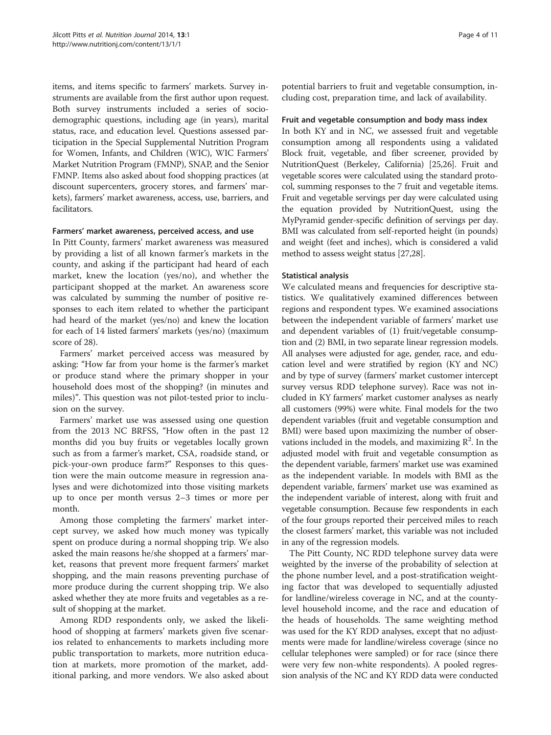items, and items specific to farmers' markets. Survey instruments are available from the first author upon request. Both survey instruments included a series of sociodemographic questions, including age (in years), marital status, race, and education level. Questions assessed participation in the Special Supplemental Nutrition Program for Women, Infants, and Children (WIC), WIC Farmers' Market Nutrition Program (FMNP), SNAP, and the Senior FMNP. Items also asked about food shopping practices (at discount supercenters, grocery stores, and farmers' markets), farmers' market awareness, access, use, barriers, and facilitators.

#### Farmers' market awareness, perceived access, and use

In Pitt County, farmers' market awareness was measured by providing a list of all known farmer's markets in the county, and asking if the participant had heard of each market, knew the location (yes/no), and whether the participant shopped at the market. An awareness score was calculated by summing the number of positive responses to each item related to whether the participant had heard of the market (yes/no) and knew the location for each of 14 listed farmers' markets (yes/no) (maximum score of 28).

Farmers' market perceived access was measured by asking: "How far from your home is the farmer's market or produce stand where the primary shopper in your household does most of the shopping? (in minutes and miles)". This question was not pilot-tested prior to inclusion on the survey.

Farmers' market use was assessed using one question from the 2013 NC BRFSS, "How often in the past 12 months did you buy fruits or vegetables locally grown such as from a farmer's market, CSA, roadside stand, or pick-your-own produce farm?" Responses to this question were the main outcome measure in regression analyses and were dichotomized into those visiting markets up to once per month versus 2–3 times or more per month.

Among those completing the farmers' market intercept survey, we asked how much money was typically spent on produce during a normal shopping trip. We also asked the main reasons he/she shopped at a farmers' market, reasons that prevent more frequent farmers' market shopping, and the main reasons preventing purchase of more produce during the current shopping trip. We also asked whether they ate more fruits and vegetables as a result of shopping at the market.

Among RDD respondents only, we asked the likelihood of shopping at farmers' markets given five scenarios related to enhancements to markets including more public transportation to markets, more nutrition education at markets, more promotion of the market, additional parking, and more vendors. We also asked about potential barriers to fruit and vegetable consumption, including cost, preparation time, and lack of availability.

#### Fruit and vegetable consumption and body mass index

In both KY and in NC, we assessed fruit and vegetable consumption among all respondents using a validated Block fruit, vegetable, and fiber screener, provided by NutritionQuest (Berkeley, California) [25,26]. Fruit and vegetable scores were calculated using the standard protocol, summing responses to the 7 fruit and vegetable items. Fruit and vegetable servings per day were calculated using the equation provided by NutritionQuest, using the MyPyramid gender-specific definition of servings per day. BMI was calculated from self-reported height (in pounds) and weight (feet and inches), which is considered a valid method to assess weight status [27,28].

#### Statistical analysis

We calculated means and frequencies for descriptive statistics. We qualitatively examined differences between regions and respondent types. We examined associations between the independent variable of farmers' market use and dependent variables of (1) fruit/vegetable consumption and (2) BMI, in two separate linear regression models. All analyses were adjusted for age, gender, race, and education level and were stratified by region (KY and NC) and by type of survey (farmers' market customer intercept survey versus RDD telephone survey). Race was not included in KY farmers' market customer analyses as nearly all customers (99%) were white. Final models for the two dependent variables (fruit and vegetable consumption and BMI) were based upon maximizing the number of observations included in the models, and maximizing $R^2$. In the adjusted model with fruit and vegetable consumption as the dependent variable, farmers' market use was examined as the independent variable. In models with BMI as the dependent variable, farmers' market use was examined as the independent variable of interest, along with fruit and vegetable consumption. Because few respondents in each of the four groups reported their perceived miles to reach the closest farmers' market, this variable was not included in any of the regression models.

The Pitt County, NC RDD telephone survey data were weighted by the inverse of the probability of selection at the phone number level, and a post-stratification weighting factor that was developed to sequentially adjusted for landline/wireless coverage in NC, and at the county-level household income, and the race and education of the heads of households. The same weighting method was used for the KY RDD analyses, except that no adjustments were made for landline/wireless coverage (since no cellular telephones were sampled) or for race (since there were very few non-white respondents). A pooled regression analysis of the NC and KY RDD data were conducted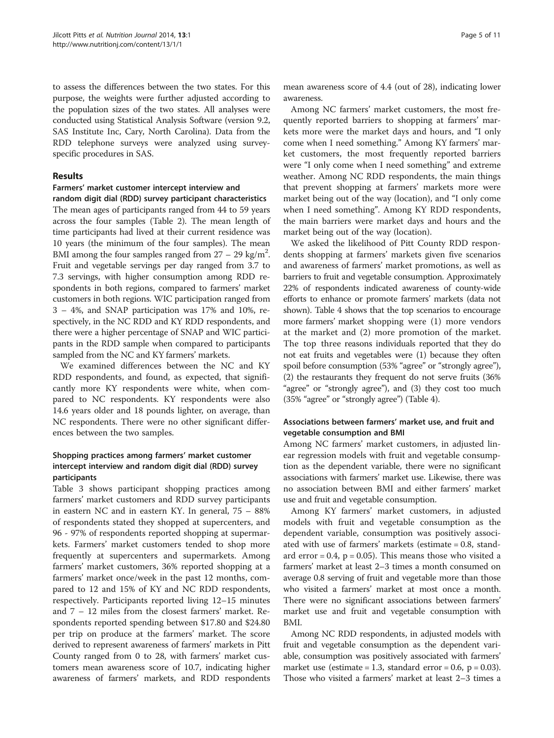to assess the differences between the two states. For this purpose, the weights were further adjusted according to the population sizes of the two states. All analyses were conducted using Statistical Analysis Software (version 9.2, SAS Institute Inc, Cary, North Carolina). Data from the RDD telephone surveys were analyzed using survey-specific procedures in SAS.

## Results

### Farmers' market customer intercept interview and random digit dial (RDD) survey participant characteristics

The mean ages of participants ranged from 44 to 59 years across the four samples (Table 2). The mean length of time participants had lived at their current residence was 10 years (the minimum of the four samples). The mean BMI among the four samples ranged from 27 – 29 kg/m$^2$. Fruit and vegetable servings per day ranged from 3.7 to 7.3 servings, with higher consumption among RDD respondents in both regions, compared to farmers' market customers in both regions. WIC participation ranged from 3 – 4%, and SNAP participation was 17% and 10%, respectively, in the NC RDD and KY RDD respondents, and there were a higher percentage of SNAP and WIC participants in the RDD sample when compared to participants sampled from the NC and KY farmers' markets.

We examined differences between the NC and KY RDD respondents, and found, as expected, that significantly more KY respondents were white, when compared to NC respondents. KY respondents were also 14.6 years older and 18 pounds lighter, on average, than NC respondents. There were no other significant differences between the two samples.

### Shopping practices among farmers' market customer intercept interview and random digit dial (RDD) survey participants

Table 3 shows participant shopping practices among farmers' market customers and RDD survey participants in eastern NC and in eastern KY. In general, 75 – 88% of respondents stated they shopped at supercenters, and 96 - 97% of respondents reported shopping at supermarkets. Farmers' market customers tended to shop more frequently at supercenters and supermarkets. Among farmers' market customers, 36% reported shopping at a farmers' market once/week in the past 12 months, compared to 12 and 15% of KY and NC RDD respondents, respectively. Participants reported living 12–15 minutes and 7 – 12 miles from the closest farmers' market. Respondents reported spending between \$17.80 and \$24.80 per trip on produce at the farmers' market. The score derived to represent awareness of farmers' markets in Pitt County ranged from 0 to 28, with farmers' market customers mean awareness score of 10.7, indicating higher awareness of farmers' markets, and RDD respondents mean awareness score of 4.4 (out of 28), indicating lower awareness.

Among NC farmers' market customers, the most frequently reported barriers to shopping at farmers' markets more were the market days and hours, and "I only come when I need something." Among KY farmers' market customers, the most frequently reported barriers were "I only come when I need something" and extreme weather. Among NC RDD respondents, the main things that prevent shopping at farmers' markets more were market being out of the way (location), and "I only come when I need something". Among KY RDD respondents, the main barriers were market days and hours and the market being out of the way (location).

We asked the likelihood of Pitt County RDD respondents shopping at farmers' markets given five scenarios and awareness of farmers' market promotions, as well as barriers to fruit and vegetable consumption. Approximately 22% of respondents indicated awareness of county-wide efforts to enhance or promote farmers' markets (data not shown). Table 4 shows that the top scenarios to encourage more farmers' market shopping were (1) more vendors at the market and (2) more promotion of the market. The top three reasons individuals reported that they do not eat fruits and vegetables were (1) because they often spoil before consumption (53% "agree" or "strongly agree"), (2) the restaurants they frequent do not serve fruits (36% "agree" or "strongly agree"), and (3) they cost too much (35% "agree" or "strongly agree") (Table 4).

### Associations between farmers' market use, and fruit and vegetable consumption and BMI

Among NC farmers' market customers, in adjusted linear regression models with fruit and vegetable consumption as the dependent variable, there were no significant associations with farmers' market use. Likewise, there was no association between BMI and either farmers' market use and fruit and vegetable consumption.

Among KY farmers' market customers, in adjusted models with fruit and vegetable consumption as the dependent variable, consumption was positively associated with use of farmers' markets (estimate = 0.8, standard error = 0.4, $p = 0.05$). This means those who visited a farmers' market at least 2–3 times a month consumed on average 0.8 serving of fruit and vegetable more than those who visited a farmers' market at most once a month. There were no significant associations between farmers' market use and fruit and vegetable consumption with BMI.

Among NC RDD respondents, in adjusted models with fruit and vegetable consumption as the dependent variable, consumption was positively associated with farmers' market use (estimate = 1.3, standard error = 0.6, $p = 0.03$). Those who visited a farmers' market at least 2–3 times a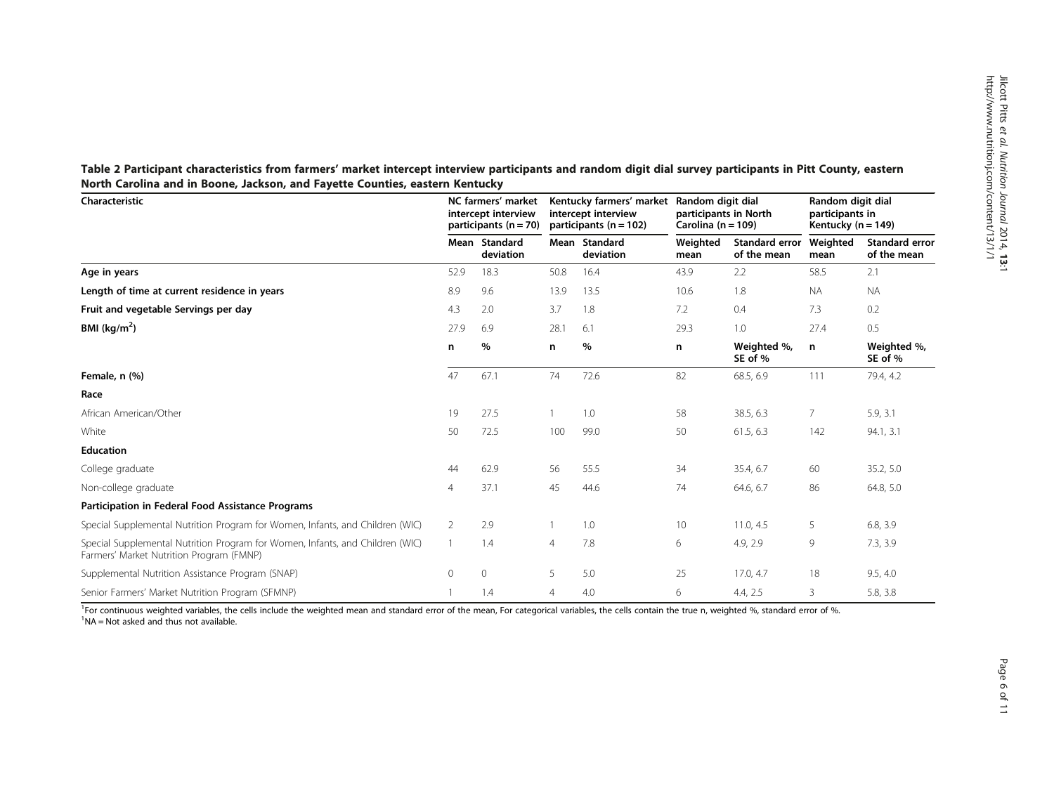**Table 2 Participant characteristics from farmers' market intercept interview participants and random digit dial survey participants in Pitt County, eastern North Carolina and in Boone, Jackson, and Fayette Counties, eastern Kentucky**

| Characteristic | NC farmers' market intercept interview participants (n = 70) | | Kentucky farmers' market intercept interview participants (n = 102) | | Random digit dial participants in North Carolina (n = 109) | | Random digit dial participants in Kentucky (n = 149) | |
|---|---|---|---|---|---|---|---|---|
| | Mean | Standard deviation | Mean | Standard deviation | Weighted mean | Standard error of the mean | Weighted mean | Standard error of the mean |
| **Age in years** | 52.9 | 18.3 | 50.8 | 16.4 | 43.9 | 2.2 | 58.5 | 2.1 |
| **Length of time at current residence in years** | 8.9 | 9.6 | 13.9 | 13.5 | 10.6 | 1.8 | NA | NA |
| **Fruit and vegetable Servings per day** | 4.3 | 2.0 | 3.7 | 1.8 | 7.2 | 0.4 | 7.3 | 0.2 |
| **BMI (kg/m$^2$)** | 27.9 | 6.9 | 28.1 | 6.1 | 29.3 | 1.0 | 27.4 | 0.5 |
| | **n** | **%** | **n** | **%** | **n** | **Weighted %, SE of %** | **n** | **Weighted %, SE of %** |
| **Female, n (%)** | 47 | 67.1 | 74 | 72.6 | 82 | 68.5, 6.9 | 111 | 79.4, 4.2 |
| **Race** | | | | | | | | |
| African American/Other | 19 | 27.5 | 1 | 1.0 | 58 | 38.5, 6.3 | 7 | 5.9, 3.1 |
| White | 50 | 72.5 | 100 | 99.0 | 50 | 61.5, 6.3 | 142 | 94.1, 3.1 |
| **Education** | | | | | | | | |
| College graduate | 44 | 62.9 | 56 | 55.5 | 34 | 35.4, 6.7 | 60 | 35.2, 5.0 |
| Non-college graduate | 4 | 37.1 | 45 | 44.6 | 74 | 64.6, 6.7 | 86 | 64.8, 5.0 |
| **Participation in Federal Food Assistance Programs** | | | | | | | | |
| Special Supplemental Nutrition Program for Women, Infants, and Children (WIC) | 2 | 2.9 | 1 | 1.0 | 10 | 11.0, 4.5 | 5 | 6.8, 3.9 |
| Special Supplemental Nutrition Program for Women, Infants, and Children (WIC) Farmers' Market Nutrition Program (FMNP) | 1 | 1.4 | 4 | 7.8 | 6 | 4.9, 2.9 | 9 | 7.3, 3.9 |
| Supplemental Nutrition Assistance Program (SNAP) | 0 | 0 | 5 | 5.0 | 25 | 17.0, 4.7 | 18 | 9.5, 4.0 |
| Senior Farmers' Market Nutrition Program (SFMNP) | 1 | 1.4 | 4 | 4.0 | 6 | 4.4, 2.5 | 3 | 5.8, 3.8 |

[1]For continuous weighted variables, the cells include the weighted mean and standard error of the mean, For categorical variables, the cells contain the true n, weighted %, standard error of %.
[1]NA = Not asked and thus not available.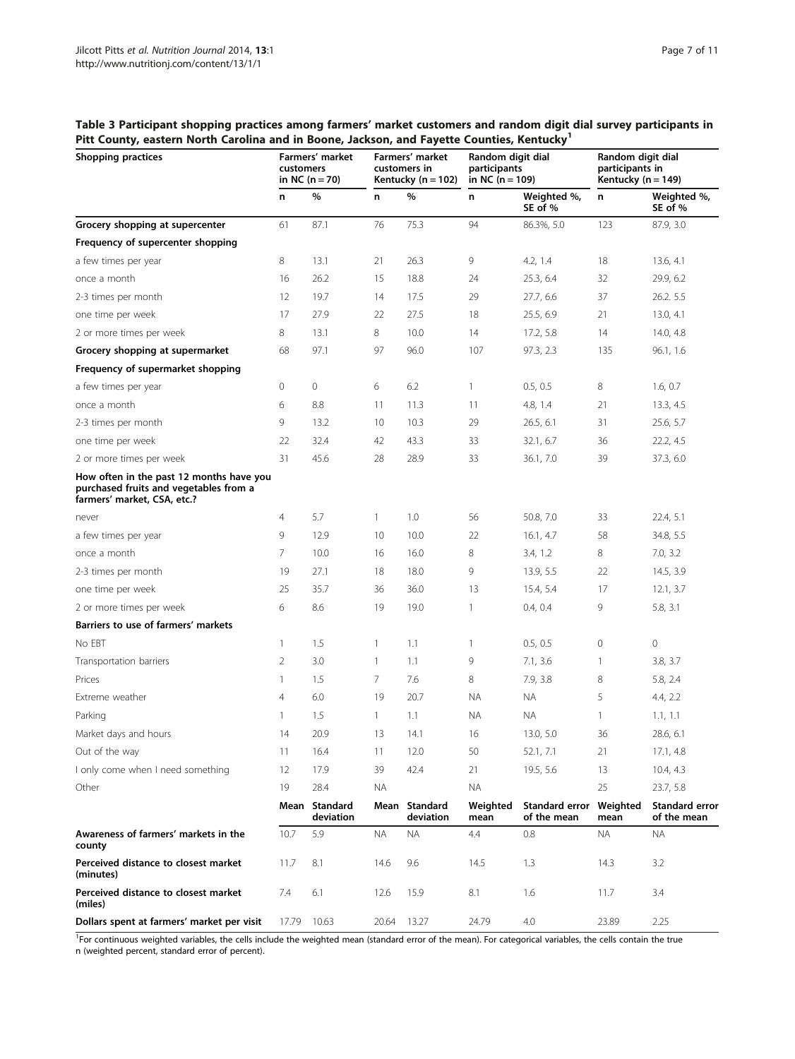**Table 3 Participant shopping practices among farmers' market customers and random digit dial survey participants in Pitt County, eastern North Carolina and in Boone, Jackson, and Fayette Counties, Kentucky[1]**

| Shopping practices | Farmers' market customers in NC (n = 70) | | Farmers' market customers in Kentucky (n = 102) | | Random digit dial participants in NC (n = 109) | | Random digit dial participants in Kentucky (n = 149) | |
|---|---|---|---|---|---|---|---|---|
| | n | % | n | % | n | Weighted %, SE of % | n | Weighted %, SE of % |
| **Grocery shopping at supercenter** | 61 | 87.1 | 76 | 75.3 | 94 | 86.3%, 5.0 | 123 | 87.9, 3.0 |
| **Frequency of supercenter shopping** | | | | | | | | |
| a few times per year | 8 | 13.1 | 21 | 26.3 | 9 | 4.2, 1.4 | 18 | 13.6, 4.1 |
| once a month | 16 | 26.2 | 15 | 18.8 | 24 | 25.3, 6.4 | 32 | 29.9, 6.2 |
| 2-3 times per month | 12 | 19.7 | 14 | 17.5 | 29 | 27.7, 6.6 | 37 | 26.2. 5.5 |
| one time per week | 17 | 27.9 | 22 | 27.5 | 18 | 25.5, 6.9 | 21 | 13.0, 4.1 |
| 2 or more times per week | 8 | 13.1 | 8 | 10.0 | 14 | 17.2, 5.8 | 14 | 14.0, 4.8 |
| **Grocery shopping at supermarket** | 68 | 97.1 | 97 | 96.0 | 107 | 97.3, 2.3 | 135 | 96.1, 1.6 |
| **Frequency of supermarket shopping** | | | | | | | | |
| a few times per year | 0 | 0 | 6 | 6.2 | 1 | 0.5, 0.5 | 8 | 1.6, 0.7 |
| once a month | 6 | 8.8 | 11 | 11.3 | 11 | 4.8, 1.4 | 21 | 13.3, 4.5 |
| 2-3 times per month | 9 | 13.2 | 10 | 10.3 | 29 | 26.5, 6.1 | 31 | 25.6, 5.7 |
| one time per week | 22 | 32.4 | 42 | 43.3 | 33 | 32.1, 6.7 | 36 | 22.2, 4.5 |
| 2 or more times per week | 31 | 45.6 | 28 | 28.9 | 33 | 36.1, 7.0 | 39 | 37.3, 6.0 |
| **How often in the past 12 months have you purchased fruits and vegetables from a farmers' market, CSA, etc.?** | | | | | | | | |
| never | 4 | 5.7 | 1 | 1.0 | 56 | 50.8, 7.0 | 33 | 22.4, 5.1 |
| a few times per year | 9 | 12.9 | 10 | 10.0 | 22 | 16.1, 4.7 | 58 | 34.8, 5.5 |
| once a month | 7 | 10.0 | 16 | 16.0 | 8 | 3.4, 1.2 | 8 | 7.0, 3.2 |
| 2-3 times per month | 19 | 27.1 | 18 | 18.0 | 9 | 13.9, 5.5 | 22 | 14.5, 3.9 |
| one time per week | 25 | 35.7 | 36 | 36.0 | 13 | 15.4, 5.4 | 17 | 12.1, 3.7 |
| 2 or more times per week | 6 | 8.6 | 19 | 19.0 | 1 | 0.4, 0.4 | 9 | 5.8, 3.1 |
| **Barriers to use of farmers' markets** | | | | | | | | |
| No EBT | 1 | 1.5 | 1 | 1.1 | 1 | 0.5, 0.5 | 0 | 0 |
| Transportation barriers | 2 | 3.0 | 1 | 1.1 | 9 | 7.1, 3.6 | 1 | 3.8, 3.7 |
| Prices | 1 | 1.5 | 7 | 7.6 | 8 | 7.9, 3.8 | 8 | 5.8, 2.4 |
| Extreme weather | 4 | 6.0 | 19 | 20.7 | NA | NA | 5 | 4.4, 2.2 |
| Parking | 1 | 1.5 | 1 | 1.1 | NA | NA | 1 | 1.1, 1.1 |
| Market days and hours | 14 | 20.9 | 13 | 14.1 | 16 | 13.0, 5.0 | 36 | 28.6, 6.1 |
| Out of the way | 11 | 16.4 | 11 | 12.0 | 50 | 52.1, 7.1 | 21 | 17.1, 4.8 |
| I only come when I need something | 12 | 17.9 | 39 | 42.4 | 21 | 19.5, 5.6 | 13 | 10.4, 4.3 |
| Other | 19 | 28.4 | NA | | NA | | 25 | 23.7, 5.8 |
| | **Mean** | **Standard deviation** | **Mean** | **Standard deviation** | **Weighted mean** | **Standard error of the mean** | **Weighted mean** | **Standard error of the mean** |
| **Awareness of farmers' markets in the county** | 10.7 | 5.9 | NA | NA | 4.4 | 0.8 | NA | NA |
| **Perceived distance to closest market (minutes)** | 11.7 | 8.1 | 14.6 | 9.6 | 14.5 | 1.3 | 14.3 | 3.2 |
| **Perceived distance to closest market (miles)** | 7.4 | 6.1 | 12.6 | 15.9 | 8.1 | 1.6 | 11.7 | 3.4 |
| **Dollars spent at farmers' market per visit** | 17.79 | 10.63 | 20.64 | 13.27 | 24.79 | 4.0 | 23.89 | 2.25 |

[1]For continuous weighted variables, the cells include the weighted mean (standard error of the mean). For categorical variables, the cells contain the true n (weighted percent, standard error of percent).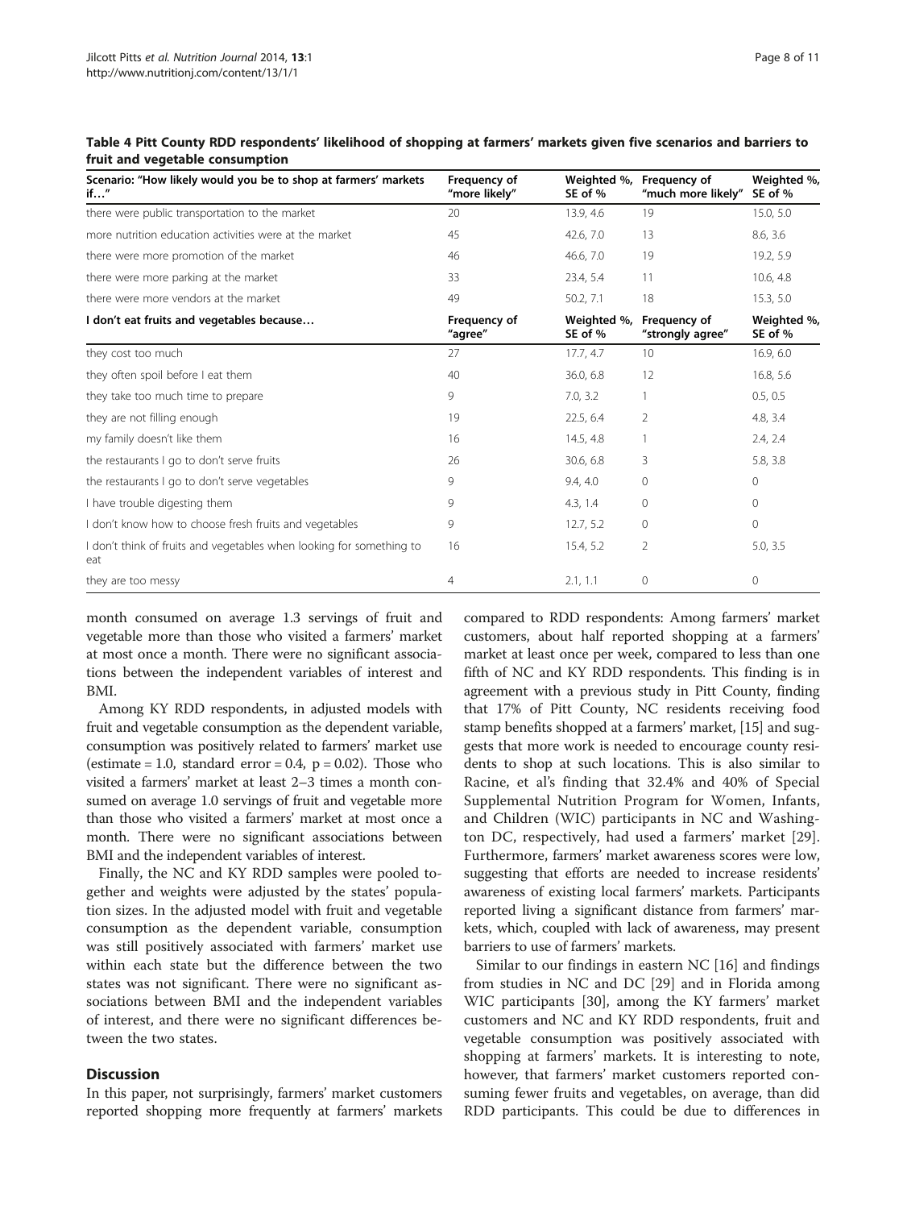**Table 4 Pitt County RDD respondents' likelihood of shopping at farmers' markets given five scenarios and barriers to fruit and vegetable consumption**

| Scenario: "How likely would you be to shop at farmers' markets if…" | Frequency of "more likely" | Weighted %, SE of % | Frequency of "much more likely" | Weighted %, SE of % |
|---|---|---|---|---|
| there were public transportation to the market | 20 | 13.9, 4.6 | 19 | 15.0, 5.0 |
| more nutrition education activities were at the market | 45 | 42.6, 7.0 | 13 | 8.6, 3.6 |
| there were more promotion of the market | 46 | 46.6, 7.0 | 19 | 19.2, 5.9 |
| there were more parking at the market | 33 | 23.4, 5.4 | 11 | 10.6, 4.8 |
| there were more vendors at the market | 49 | 50.2, 7.1 | 18 | 15.3, 5.0 |
| **I don't eat fruits and vegetables because…** | **Frequency of "agree"** | **Weighted %, SE of %** | **Frequency of "strongly agree"** | **Weighted %, SE of %** |
| they cost too much | 27 | 17.7, 4.7 | 10 | 16.9, 6.0 |
| they often spoil before I eat them | 40 | 36.0, 6.8 | 12 | 16.8, 5.6 |
| they take too much time to prepare | 9 | 7.0, 3.2 | 1 | 0.5, 0.5 |
| they are not filling enough | 19 | 22.5, 6.4 | 2 | 4.8, 3.4 |
| my family doesn't like them | 16 | 14.5, 4.8 | 1 | 2.4, 2.4 |
| the restaurants I go to don't serve fruits | 26 | 30.6, 6.8 | 3 | 5.8, 3.8 |
| the restaurants I go to don't serve vegetables | 9 | 9.4, 4.0 | 0 | 0 |
| I have trouble digesting them | 9 | 4.3, 1.4 | 0 | 0 |
| I don't know how to choose fresh fruits and vegetables | 9 | 12.7, 5.2 | 0 | 0 |
| I don't think of fruits and vegetables when looking for something to eat | 16 | 15.4, 5.2 | 2 | 5.0, 3.5 |
| they are too messy | 4 | 2.1, 1.1 | 0 | 0 |

month consumed on average 1.3 servings of fruit and vegetable more than those who visited a farmers' market at most once a month. There were no significant associations between the independent variables of interest and BMI.

Among KY RDD respondents, in adjusted models with fruit and vegetable consumption as the dependent variable, consumption was positively related to farmers' market use (estimate = 1.0, standard error = 0.4, $p = 0.02$). Those who visited a farmers' market at least 2–3 times a month consumed on average 1.0 servings of fruit and vegetable more than those who visited a farmers' market at most once a month. There were no significant associations between BMI and the independent variables of interest.

Finally, the NC and KY RDD samples were pooled together and weights were adjusted by the states' population sizes. In the adjusted model with fruit and vegetable consumption as the dependent variable, consumption was still positively associated with farmers' market use within each state but the difference between the two states was not significant. There were no significant associations between BMI and the independent variables of interest, and there were no significant differences between the two states.

## Discussion

In this paper, not surprisingly, farmers' market customers reported shopping more frequently at farmers' markets compared to RDD respondents: Among farmers' market customers, about half reported shopping at a farmers' market at least once per week, compared to less than one fifth of NC and KY RDD respondents. This finding is in agreement with a previous study in Pitt County, finding that 17% of Pitt County, NC residents receiving food stamp benefits shopped at a farmers' market, [15] and suggests that more work is needed to encourage county residents to shop at such locations. This is also similar to Racine, et al's finding that 32.4% and 40% of Special Supplemental Nutrition Program for Women, Infants, and Children (WIC) participants in NC and Washington DC, respectively, had used a farmers' market [29]. Furthermore, farmers' market awareness scores were low, suggesting that efforts are needed to increase residents' awareness of existing local farmers' markets. Participants reported living a significant distance from farmers' markets, which, coupled with lack of awareness, may present barriers to use of farmers' markets.

Similar to our findings in eastern NC [16] and findings from studies in NC and DC [29] and in Florida among WIC participants [30], among the KY farmers' market customers and NC and KY RDD respondents, fruit and vegetable consumption was positively associated with shopping at farmers' markets. It is interesting to note, however, that farmers' market customers reported consuming fewer fruits and vegetables, on average, than did RDD participants. This could be due to differences in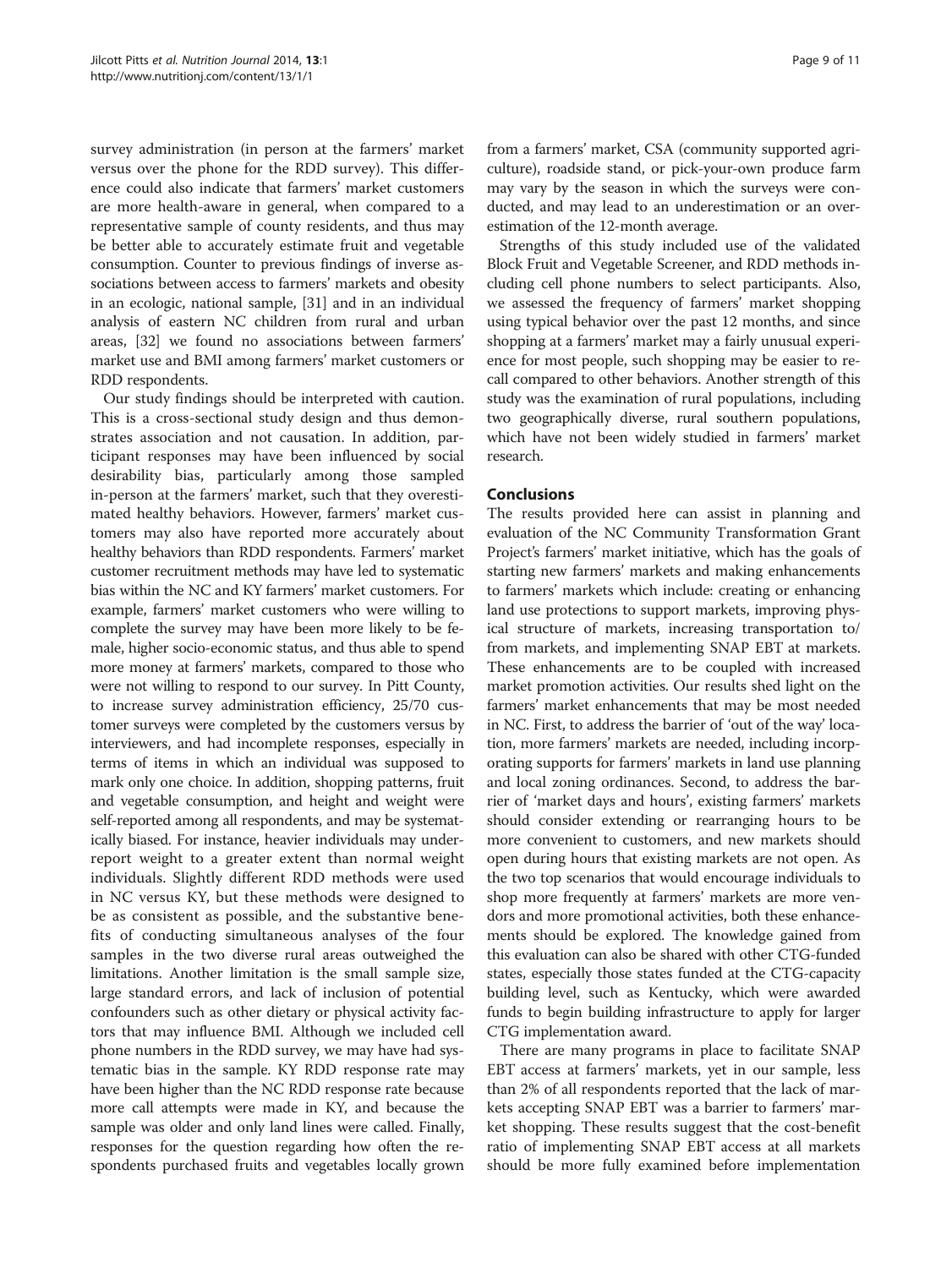survey administration (in person at the farmers' market versus over the phone for the RDD survey). This difference could also indicate that farmers' market customers are more health-aware in general, when compared to a representative sample of county residents, and thus may be better able to accurately estimate fruit and vegetable consumption. Counter to previous findings of inverse associations between access to farmers' markets and obesity in an ecologic, national sample, [31] and in an individual analysis of eastern NC children from rural and urban areas, [32] we found no associations between farmers' market use and BMI among farmers' market customers or RDD respondents.

Our study findings should be interpreted with caution. This is a cross-sectional study design and thus demonstrates association and not causation. In addition, participant responses may have been influenced by social desirability bias, particularly among those sampled in-person at the farmers' market, such that they overestimated healthy behaviors. However, farmers' market customers may also have reported more accurately about healthy behaviors than RDD respondents. Farmers' market customer recruitment methods may have led to systematic bias within the NC and KY farmers' market customers. For example, farmers' market customers who were willing to complete the survey may have been more likely to be female, higher socio-economic status, and thus able to spend more money at farmers' markets, compared to those who were not willing to respond to our survey. In Pitt County, to increase survey administration efficiency, 25/70 customer surveys were completed by the customers versus by interviewers, and had incomplete responses, especially in terms of items in which an individual was supposed to mark only one choice. In addition, shopping patterns, fruit and vegetable consumption, and height and weight were self-reported among all respondents, and may be systematically biased. For instance, heavier individuals may underreport weight to a greater extent than normal weight individuals. Slightly different RDD methods were used in NC versus KY, but these methods were designed to be as consistent as possible, and the substantive benefits of conducting simultaneous analyses of the four samples in the two diverse rural areas outweighed the limitations. Another limitation is the small sample size, large standard errors, and lack of inclusion of potential confounders such as other dietary or physical activity factors that may influence BMI. Although we included cell phone numbers in the RDD survey, we may have had systematic bias in the sample. KY RDD response rate may have been higher than the NC RDD response rate because more call attempts were made in KY, and because the sample was older and only land lines were called. Finally, responses for the question regarding how often the respondents purchased fruits and vegetables locally grown from a farmers' market, CSA (community supported agriculture), roadside stand, or pick-your-own produce farm may vary by the season in which the surveys were conducted, and may lead to an underestimation or an overestimation of the 12-month average.

Strengths of this study included use of the validated Block Fruit and Vegetable Screener, and RDD methods including cell phone numbers to select participants. Also, we assessed the frequency of farmers' market shopping using typical behavior over the past 12 months, and since shopping at a farmers' market may a fairly unusual experience for most people, such shopping may be easier to recall compared to other behaviors. Another strength of this study was the examination of rural populations, including two geographically diverse, rural southern populations, which have not been widely studied in farmers' market research.

## Conclusions

The results provided here can assist in planning and evaluation of the NC Community Transformation Grant Project's farmers' market initiative, which has the goals of starting new farmers' markets and making enhancements to farmers' markets which include: creating or enhancing land use protections to support markets, improving physical structure of markets, increasing transportation to/from markets, and implementing SNAP EBT at markets. These enhancements are to be coupled with increased market promotion activities. Our results shed light on the farmers' market enhancements that may be most needed in NC. First, to address the barrier of 'out of the way' location, more farmers' markets are needed, including incorporating supports for farmers' markets in land use planning and local zoning ordinances. Second, to address the barrier of 'market days and hours', existing farmers' markets should consider extending or rearranging hours to be more convenient to customers, and new markets should open during hours that existing markets are not open. As the two top scenarios that would encourage individuals to shop more frequently at farmers' markets are more vendors and more promotional activities, both these enhancements should be explored. The knowledge gained from this evaluation can also be shared with other CTG-funded states, especially those states funded at the CTG-capacity building level, such as Kentucky, which were awarded funds to begin building infrastructure to apply for larger CTG implementation award.

There are many programs in place to facilitate SNAP EBT access at farmers' markets, yet in our sample, less than 2% of all respondents reported that the lack of markets accepting SNAP EBT was a barrier to farmers' market shopping. These results suggest that the cost-benefit ratio of implementing SNAP EBT access at all markets should be more fully examined before implementation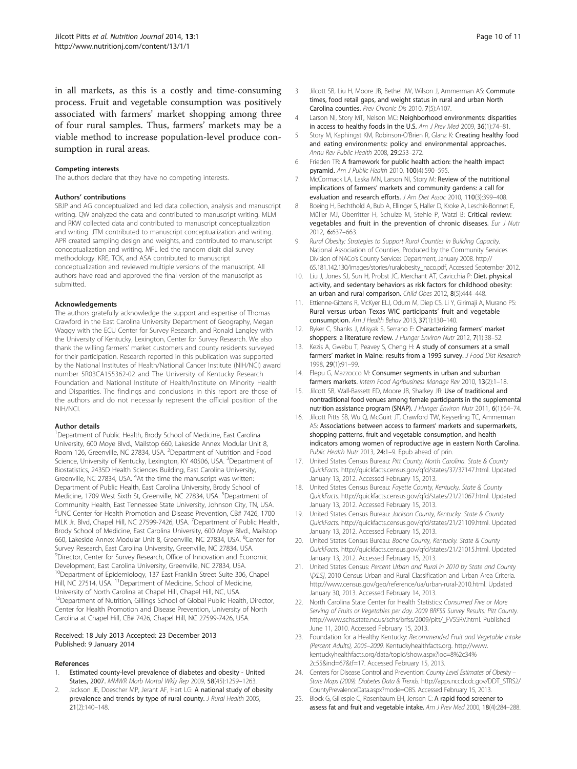in all markets, as this is a costly and time-consuming process. Fruit and vegetable consumption was positively associated with farmers' market shopping among three of four rural samples. Thus, farmers' markets may be a viable method to increase population-level produce consumption in rural areas.

#### Competing interests

The authors declare that they have no competing interests.

#### Authors' contributions

SBJP and AG conceptualized and led data collection, analysis and manuscript writing. QW analyzed the data and contributed to manuscript writing. MLM and RKW collected data and contributed to manuscript conceptualization and writing. JTM contributed to manuscript conceptualization and writing. APR created sampling design and weights, and contributed to manuscript conceptualization and writing. MFL led the random digit dial survey methodology. KRE, TCK, and ASA contributed to manuscript conceptualization and reviewed multiple versions of the manuscript. All authors have read and approved the final version of the manuscript as submitted.

#### Acknowledgements

The authors gratefully acknowledge the support and expertise of Thomas Crawford in the East Carolina University Department of Geography, Megan Waggy with the ECU Center for Survey Research, and Ronald Langley with the University of Kentucky, Lexington, Center for Survey Research. We also thank the willing farmers' market customers and county residents surveyed for their participation. Research reported in this publication was supported by the National Institutes of Health/National Cancer Institute (NIH/NCI) award number 5R03CA155362-02 and The University of Kentucky Research Foundation and National Institute of Health/Institute on Minority Health and Disparities. The findings and conclusions in this report are those of the authors and do not necessarily represent the official position of the NIH/NCI.

#### Author details

[1]Department of Public Health, Brody School of Medicine, East Carolina University, 600 Moye Blvd., Mailstop 660, Lakeside Annex Modular Unit 8, Room 126, Greenville, NC 27834, USA. [2]Department of Nutrition and Food Science, University of Kentucky, Lexington, KY 40506, USA. [3]Department of Biostatistics, 2435D Health Sciences Building, East Carolina University, Greenville, NC 27834, USA. [4]At the time the manuscript was written: Department of Public Health, East Carolina University, Brody School of Medicine, 1709 West Sixth St, Greenville, NC 27834, USA. [5]Department of Community Health, East Tennessee State University, Johnson City, TN, USA. [6]UNC Center for Health Promotion and Disease Prevention, CB# 7426, 1700 MLK Jr. Blvd, Chapel Hill, NC 27599-7426, USA. [7]Department of Public Health, Brody School of Medicine, East Carolina University, 600 Moye Blvd., Mailstop 660, Lakeside Annex Modular Unit 8, Greenville, NC 27834, USA. [8]Center for Survey Research, East Carolina University, Greenville, NC 27834, USA. [9]Director, Center for Survey Research, Office of Innovation and Economic Development, East Carolina University, Greenville, NC 27834, USA. [10]Department of Epidemiology, 137 East Franklin Street Suite 306, Chapel Hill, NC 27514, USA. [11]Department of Medicine, School of Medicine, University of North Carolina at Chapel Hill, Chapel Hill, NC, USA. [12]Department of Nutrition, Gillings School of Global Public Health, Director, Center for Health Promotion and Disease Prevention, University of North Carolina at Chapel Hill, CB# 7426, Chapel Hill, NC 27599-7426, USA.

Received: 18 July 2013 Accepted: 23 December 2013
Published: 9 January 2014

#### References

1. **Estimated county-level prevalence of diabetes and obesity - United States, 2007.** *MMWR Morb Mortal Wkly Rep* 2009, **58**(45):1259–1263.
2. Jackson JE, Doescher MP, Jerant AF, Hart LG: **A national study of obesity prevalence and trends by type of rural county.** *J Rural Health* 2005, **21**(2):140–148.
3. Jilcott SB, Liu H, Moore JB, Bethel JW, Wilson J, Ammerman AS: **Commute times, food retail gaps, and weight status in rural and urban North Carolina counties.** *Prev Chronic Dis* 2010, **7**(5):A107.
4. Larson NI, Story MT, Nelson MC: **Neighborhood environments: disparities in access to healthy foods in the U.S.** *Am J Prev Med* 2009, **36**(1):74–81.
5. Story M, Kaphingst KM, Robinson-O'Brien R, Glanz K: **Creating healthy food and eating environments: policy and environmental approaches.** *Annu Rev Public Health* 2008, **29:**253–272.
6. Frieden TR: **A framework for public health action: the health impact pyramid.** *Am J Public Health* 2010, **100**(4):590–595.
7. McCormack LA, Laska MN, Larson NI, Story M: **Review of the nutritional implications of farmers' markets and community gardens: a call for evaluation and research efforts.** *J Am Diet Assoc* 2010, **110**(3):399–408.
8. Boeing H, Bechthold A, Bub A, Ellinger S, Haller D, Kroke A, Leschik-Bonnet E, Müller MJ, Oberritter H, Schulze M, Stehle P, Watzl B: **Critical review: vegetables and fruit in the prevention of chronic diseases.** *Eur J Nutr* 2012, **6:**637–663.
9. *Rural Obesity: Strategies to Support Rural Counties in Building Capacity.* National Association of Counties, Produced by the Community Services Division of NACo's County Services Department, January 2008. http://65.181.142.130/images/stories/ruralobesity_naco.pdf, Accessed September 2012.
10. Liu J, Jones SJ, Sun H, Probst JC, Merchant AT, Cavicchia P: **Diet, physical activity, and sedentary behaviors as risk factors for childhood obesity: an urban and rural comparison.** *Child Obes* 2012, **8**(5):444–448.
11. Ettienne-Gittens R, McKyer ELJ, Odum M, Diep CS, Li Y, Girimaji A, Murano PS: **Rural versus urban Texas WIC participants' fruit and vegetable consumption.** *Am J Health Behav* 2013, **37**(1):130–140.
12. Byker C, Shanks J, Misyak S, Serrano E: **Characterizing farmers' market shoppers: a literature review.** *J Hunger Environ Nutr* 2012, **7**(1):38–52.
13. Kezis A, Gwebu T, Peavey S, Cheng H: **A study of consumers at a small farmers' market in Maine: results from a 1995 survey.** *J Food Dist Research* 1998, **29**(1):91–99.
14. Elepu G, Mazzocco M: **Consumer segments in urban and suburban farmers markets.** *Intern Food Agribusiness Manage Rev* 2010, **13**(2):1–18.
15. Jilcott SB, Wall-Bassett ED, Moore JB, Sharkey JR: **Use of traditional and nontraditional food venues among female participants in the supplemental nutrition assistance program (SNAP).** *J Hunger Environ Nutr* 2011, **6**(1):64–74.
16. Jilcott Pitts SB, Wu Q, McGuirt JT, Crawford TW, Keyserling TC, Ammerman AS: **Associations between access to farmers' markets and supermarkets, shopping patterns, fruit and vegetable consumption, and health indicators among women of reproductive age in eastern North Carolina.** *Public Health Nutr* 2013, **24:**1–9. Epub ahead of prin.
17. United States Census Bureau: *Pitt County, North Carolina. State & County QuickFacts.* http://quickfacts.census.gov/qfd/states/37/37147.html. Updated January 13, 2012. Accessed February 15, 2013.
18. United States Census Bureau: *Fayette County, Kentucky. State & County QuickFacts.* http://quickfacts.census.gov/qfd/states/21/21067.html. Updated January 13, 2012. Accessed February 15, 2013.
19. United States Census Bureau: *Jackson County, Kentucky. State & County QuickFacts.* http://quickfacts.census.gov/qfd/states/21/21109.html. Updated January 13, 2012. Accessed February 15, 2013.
20. United States Census Bureau: *Boone County, Kentucky. State & County QuickFacts.* http://quickfacts.census.gov/qfd/states/21/21015.html. Updated January 13, 2012. Accessed February 15, 2013.
21. United States Census: *Percent Urban and Rural in 2010 by State and County \[XLS],* 2010 Census Urban and Rural Classification and Urban Area Criteria. http://www.census.gov/geo/reference/ua/urban-rural-2010.html. Updated January 30, 2013. Accessed February 14, 2013.
22. North Carolina State Center for Health Statistics: *Consumed Five or More Serving of Fruits or Vegetables per day. 2009 BRFSS Survey Results: Pitt County.* http://www.schs.state.nc.us/schs/brfss/2009/pitt/_FV5SRV.html. Published June 11, 2010. Accessed February 15, 2013.
23. Foundation for a Healthy Kentucky: *Recommended Fruit and Vegetable Intake (Percent Adults), 2005–2009.* Kentuckyhealthfacts.org. http://www.kentuckyhealthfacts.org/data/topic/show.aspx?loc=8%2c34%2c55&ind=67&tf=17. Accessed February 15, 2013.
24. Centers for Disease Control and Prevention: *County Level Estimates of Obesity – State Maps (2009). Diabetes Data & Trends.* http://apps.nccd.cdc.gov/DDT_STRS2/CountyPrevalenceData.aspx?mode=OBS. Accessed February 15, 2013.
25. Block G, Gillespie C, Rosenbaum EH, Jenson C: **A rapid food screener to assess fat and fruit and vegetable intake.** *Am J Prev Med* 2000, **18**(4):284–288.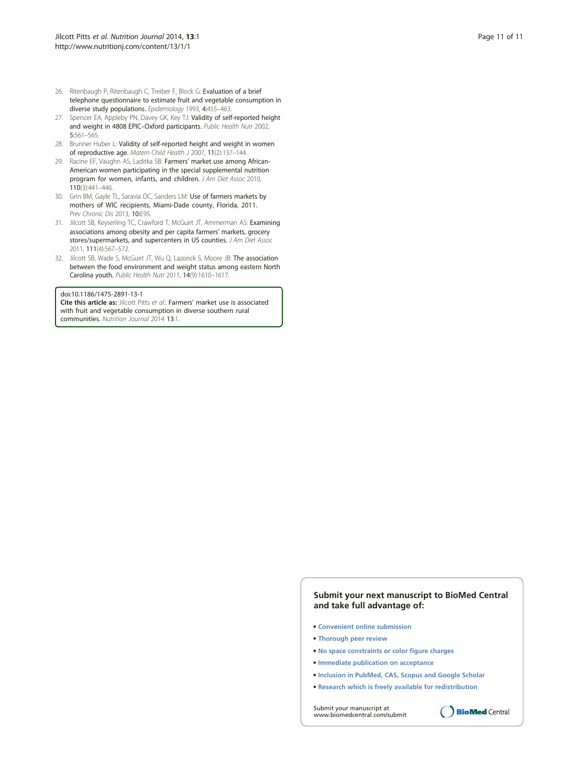26. Ritenbaugh P, Ritenbaugh C, Treiber F, Block G: **Evaluation of a brief telephone questionnaire to estimate fruit and vegetable consumption in diverse study populations.** *Epidemiology* 1993, **4:**455–463.
27. Spencer EA, Appleby PN, Davey GK, Key TJ: **Validity of self-reported height and weight in 4808 EPIC–Oxford participants.** *Public Health Nutr* 2002, **5:**561–565.
28. Brunner Huber L: **Validity of self-reported height and weight in women of reproductive age.** *Matern Child Health J* 2007, **11**(2):137–144.
29. Racine EF, Vaughn AS, Laditka SB: **Farmers' market use among African-American women participating in the special supplemental nutrition program for women, infants, and children.** *J Am Diet Assoc* 2010, **110**(3):441–446.
30. Grin BM, Gayle TL, Saravia DC, Sanders LM: **Use of farmers markets by mothers of WIC recipients, Miami-Dade county, Florida, 2011.** *Prev Chronic Dis* 2013, **10:**E95.
31. Jilcott SB, Keyserling TC, Crawford T, McGuirt JT, Ammerman AS: **Examining associations among obesity and per capita farmers' markets, grocery stores/supermarkets, and supercenters in US counties.** *J Am Diet Assoc* 2011, **111**(4):567–572.
32. Jilcott SB, Wade S, McGuirt JT, Wu Q, Lazorick S, Moore JB: **The association between the food environment and weight status among eastern North Carolina youth.** *Public Health Nutr* 2011, **14**(9):1610–1617.

doi:10.1186/1475-2891-13-1
**Cite this article as:** Jilcott Pitts *et al.*: Farmers' market use is associated with fruit and vegetable consumption in diverse southern rural communities. *Nutrition Journal* 2014 **13**:1.

**Submit your next manuscript to BioMed Central and take full advantage of:**

- **Convenient online submission**
- **Thorough peer review**
- **No space constraints or color figure charges**
- **Immediate publication on acceptance**
- **Inclusion in PubMed, CAS, Scopus and Google Scholar**
- **Research which is freely available for redistribution**

Submit your manuscript at
www.biomedcentral.com/submit

BioMed Central